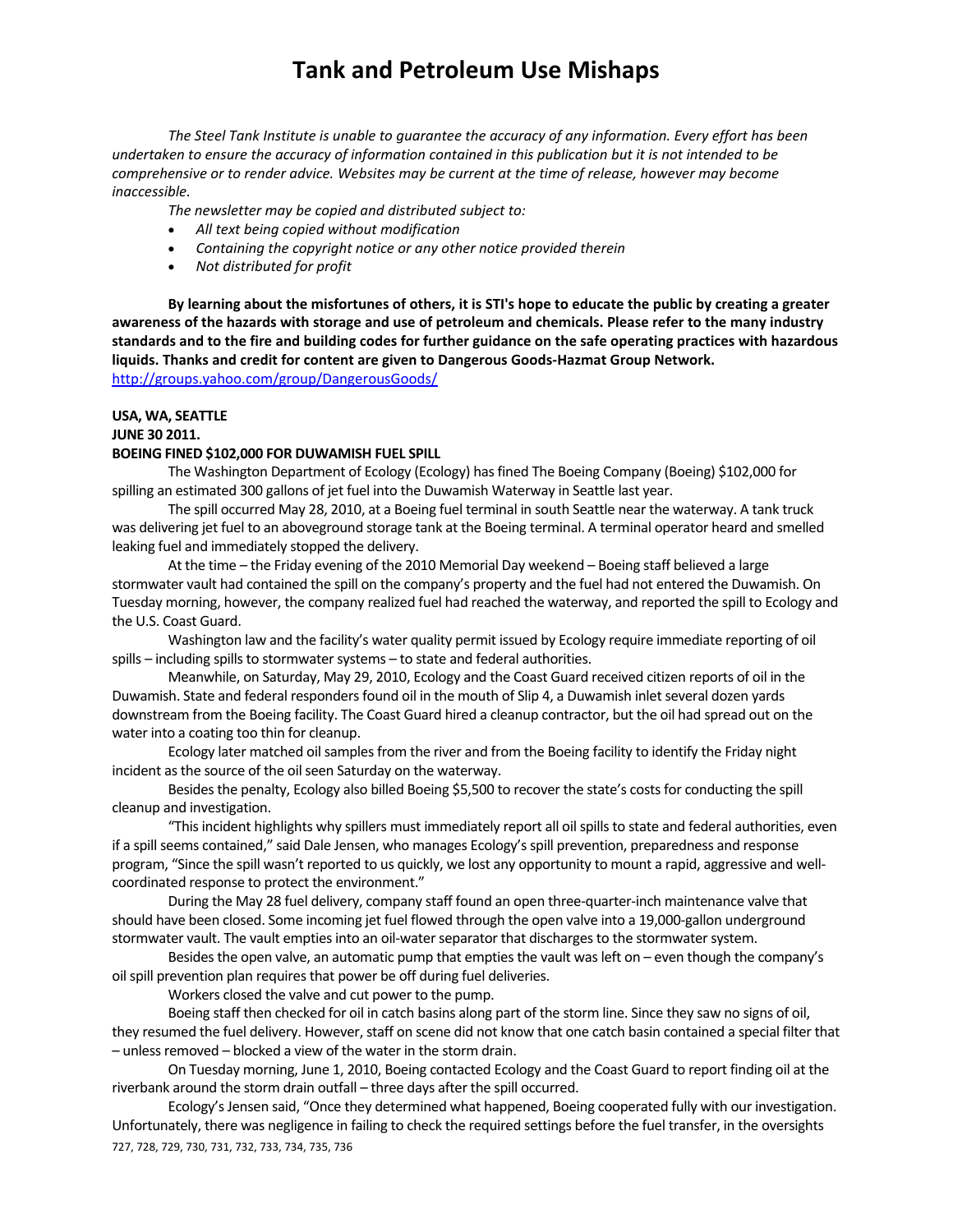# Tank and Petroleum Use Mishaps

*The Steel Tank Institute is unable to guarantee the accuracy of any information. Every effort has been undertaken to ensure the accuracy of information contained in this publication but it is not intended to be comprehensive or to render advice. Websites may be current at the time of release, however may become inaccessible.*

*The newsletter may be copied and distributed subject to:*

- *All text being copied without modification*
- *Containing the copyright notice or any other notice provided therein*
- *Not distributed for profit*

**By learning about the misfortunes of others, it is STI's hope to educate the public by creating a greater awareness of the hazards with storage and use of petroleum and chemicals. Please refer to the many industry standards and to the fire and building codes for further guidance on the safe operating practices with hazardous liquids. Thanks and credit for content are given to Dangerous Goods-Hazmat Group Network.**
http://groups.yahoo.com/group/DangerousGoods/

**USA, WA, SEATTLE**
**JUNE 30 2011.**
**BOEING FINED $102,000 FOR DUWAMISH FUEL SPILL**

The Washington Department of Ecology (Ecology) has fined The Boeing Company (Boeing) $102,000 for spilling an estimated 300 gallons of jet fuel into the Duwamish Waterway in Seattle last year.

The spill occurred May 28, 2010, at a Boeing fuel terminal in south Seattle near the waterway. A tank truck was delivering jet fuel to an aboveground storage tank at the Boeing terminal. A terminal operator heard and smelled leaking fuel and immediately stopped the delivery.

At the time – the Friday evening of the 2010 Memorial Day weekend – Boeing staff believed a large stormwater vault had contained the spill on the company's property and the fuel had not entered the Duwamish. On Tuesday morning, however, the company realized fuel had reached the waterway, and reported the spill to Ecology and the U.S. Coast Guard.

Washington law and the facility's water quality permit issued by Ecology require immediate reporting of oil spills – including spills to stormwater systems – to state and federal authorities.

Meanwhile, on Saturday, May 29, 2010, Ecology and the Coast Guard received citizen reports of oil in the Duwamish. State and federal responders found oil in the mouth of Slip 4, a Duwamish inlet several dozen yards downstream from the Boeing facility. The Coast Guard hired a cleanup contractor, but the oil had spread out on the water into a coating too thin for cleanup.

Ecology later matched oil samples from the river and from the Boeing facility to identify the Friday night incident as the source of the oil seen Saturday on the waterway.

Besides the penalty, Ecology also billed Boeing $5,500 to recover the state's costs for conducting the spill cleanup and investigation.

"This incident highlights why spillers must immediately report all oil spills to state and federal authorities, even if a spill seems contained," said Dale Jensen, who manages Ecology's spill prevention, preparedness and response program, "Since the spill wasn't reported to us quickly, we lost any opportunity to mount a rapid, aggressive and well-coordinated response to protect the environment."

During the May 28 fuel delivery, company staff found an open three-quarter-inch maintenance valve that should have been closed. Some incoming jet fuel flowed through the open valve into a 19,000-gallon underground stormwater vault. The vault empties into an oil-water separator that discharges to the stormwater system.

Besides the open valve, an automatic pump that empties the vault was left on – even though the company's oil spill prevention plan requires that power be off during fuel deliveries.

Workers closed the valve and cut power to the pump.

Boeing staff then checked for oil in catch basins along part of the storm line. Since they saw no signs of oil, they resumed the fuel delivery. However, staff on scene did not know that one catch basin contained a special filter that – unless removed – blocked a view of the water in the storm drain.

On Tuesday morning, June 1, 2010, Boeing contacted Ecology and the Coast Guard to report finding oil at the riverbank around the storm drain outfall – three days after the spill occurred.

Ecology's Jensen said, "Once they determined what happened, Boeing cooperated fully with our investigation. Unfortunately, there was negligence in failing to check the required settings before the fuel transfer, in the oversights

727, 728, 729, 730, 731, 732, 733, 734, 735, 736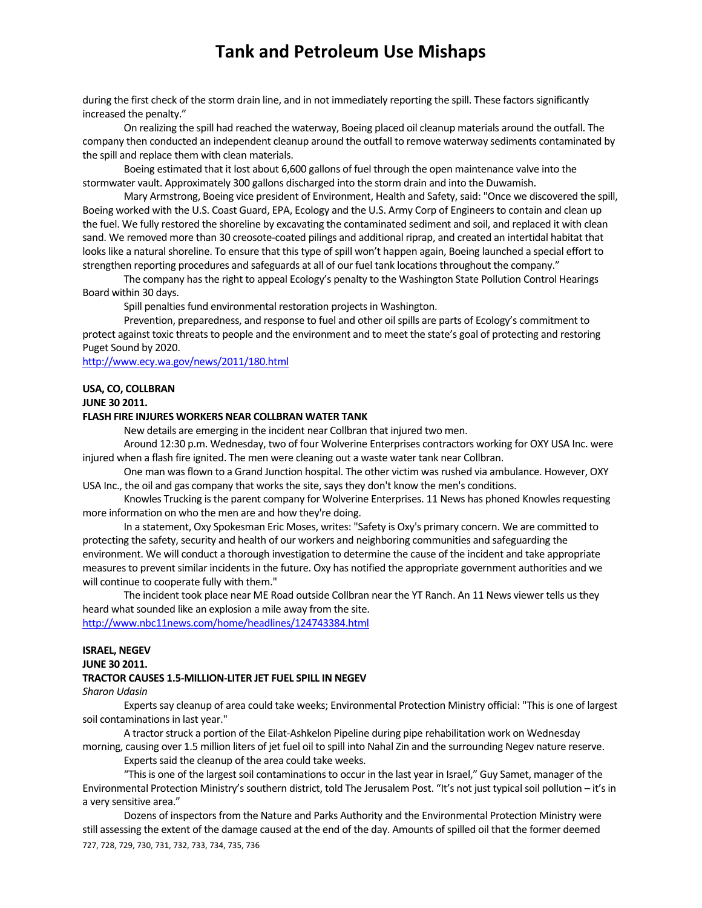during the first check of the storm drain line, and in not immediately reporting the spill. These factors significantly increased the penalty."

On realizing the spill had reached the waterway, Boeing placed oil cleanup materials around the outfall. The company then conducted an independent cleanup around the outfall to remove waterway sediments contaminated by the spill and replace them with clean materials.

Boeing estimated that it lost about 6,600 gallons of fuel through the open maintenance valve into the stormwater vault. Approximately 300 gallons discharged into the storm drain and into the Duwamish.

Mary Armstrong, Boeing vice president of Environment, Health and Safety, said: "Once we discovered the spill, Boeing worked with the U.S. Coast Guard, EPA, Ecology and the U.S. Army Corp of Engineers to contain and clean up the fuel. We fully restored the shoreline by excavating the contaminated sediment and soil, and replaced it with clean sand. We removed more than 30 creosote-coated pilings and additional riprap, and created an intertidal habitat that looks like a natural shoreline. To ensure that this type of spill won't happen again, Boeing launched a special effort to strengthen reporting procedures and safeguards at all of our fuel tank locations throughout the company."

The company has the right to appeal Ecology's penalty to the Washington State Pollution Control Hearings Board within 30 days.

Spill penalties fund environmental restoration projects in Washington.

Prevention, preparedness, and response to fuel and other oil spills are parts of Ecology's commitment to protect against toxic threats to people and the environment and to meet the state's goal of protecting and restoring Puget Sound by 2020.

http://www.ecy.wa.gov/news/2011/180.html

**USA, CO, COLLBRAN**
**JUNE 30 2011.**
**FLASH FIRE INJURES WORKERS NEAR COLLBRAN WATER TANK**

New details are emerging in the incident near Collbran that injured two men.

Around 12:30 p.m. Wednesday, two of four Wolverine Enterprises contractors working for OXY USA Inc. were injured when a flash fire ignited. The men were cleaning out a waste water tank near Collbran.

One man was flown to a Grand Junction hospital. The other victim was rushed via ambulance. However, OXY USA Inc., the oil and gas company that works the site, says they don't know the men's conditions.

Knowles Trucking is the parent company for Wolverine Enterprises. 11 News has phoned Knowles requesting more information on who the men are and how they're doing.

In a statement, Oxy Spokesman Eric Moses, writes: "Safety is Oxy's primary concern. We are committed to protecting the safety, security and health of our workers and neighboring communities and safeguarding the environment. We will conduct a thorough investigation to determine the cause of the incident and take appropriate measures to prevent similar incidents in the future. Oxy has notified the appropriate government authorities and we will continue to cooperate fully with them."

The incident took place near ME Road outside Collbran near the YT Ranch. An 11 News viewer tells us they heard what sounded like an explosion a mile away from the site.

http://www.nbc11news.com/home/headlines/124743384.html

**ISRAEL, NEGEV**
**JUNE 30 2011.**
**TRACTOR CAUSES 1.5-MILLION-LITER JET FUEL SPILL IN NEGEV**
*Sharon Udasin*

Experts say cleanup of area could take weeks; Environmental Protection Ministry official: "This is one of largest soil contaminations in last year."

A tractor struck a portion of the Eilat-Ashkelon Pipeline during pipe rehabilitation work on Wednesday morning, causing over 1.5 million liters of jet fuel oil to spill into Nahal Zin and the surrounding Negev nature reserve.

Experts said the cleanup of the area could take weeks.

"This is one of the largest soil contaminations to occur in the last year in Israel," Guy Samet, manager of the Environmental Protection Ministry's southern district, told The Jerusalem Post. "It's not just typical soil pollution – it's in a very sensitive area."

Dozens of inspectors from the Nature and Parks Authority and the Environmental Protection Ministry were still assessing the extent of the damage caused at the end of the day. Amounts of spilled oil that the former deemed

727, 728, 729, 730, 731, 732, 733, 734, 735, 736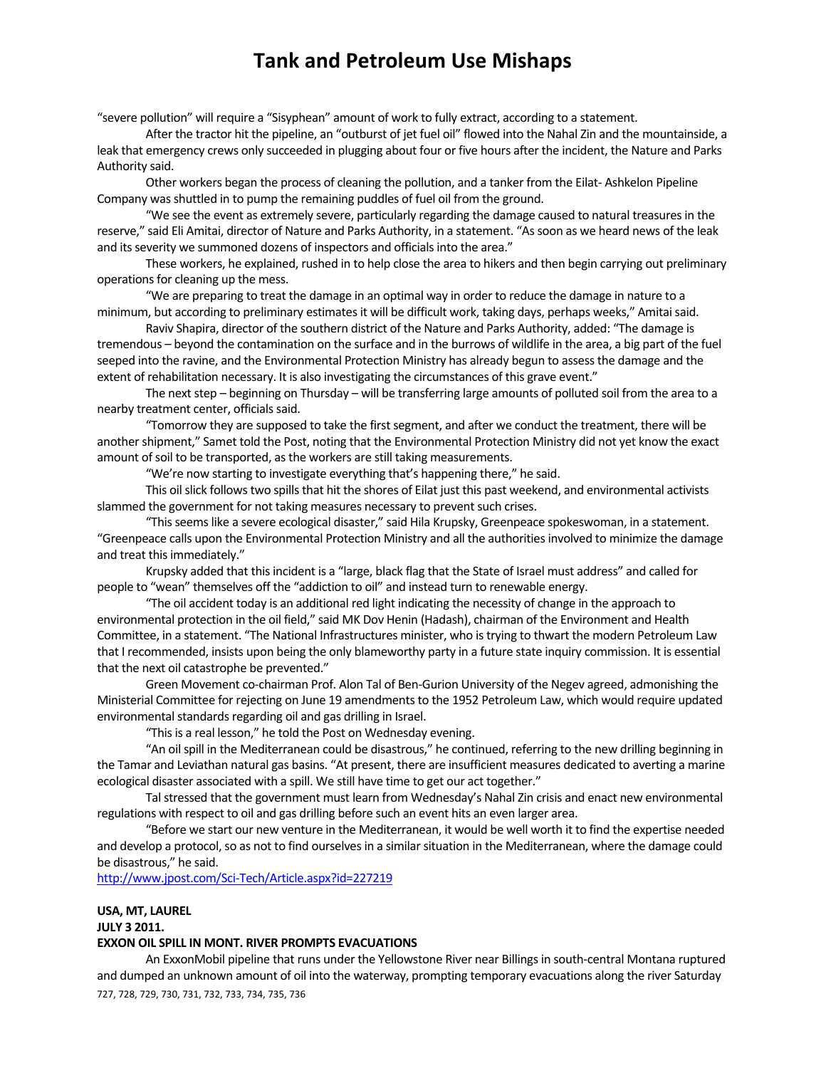"severe pollution" will require a "Sisyphean" amount of work to fully extract, according to a statement.

After the tractor hit the pipeline, an "outburst of jet fuel oil" flowed into the Nahal Zin and the mountainside, a leak that emergency crews only succeeded in plugging about four or five hours after the incident, the Nature and Parks Authority said.

Other workers began the process of cleaning the pollution, and a tanker from the Eilat- Ashkelon Pipeline Company was shuttled in to pump the remaining puddles of fuel oil from the ground.

"We see the event as extremely severe, particularly regarding the damage caused to natural treasures in the reserve," said Eli Amitai, director of Nature and Parks Authority, in a statement. "As soon as we heard news of the leak and its severity we summoned dozens of inspectors and officials into the area."

These workers, he explained, rushed in to help close the area to hikers and then begin carrying out preliminary operations for cleaning up the mess.

"We are preparing to treat the damage in an optimal way in order to reduce the damage in nature to a minimum, but according to preliminary estimates it will be difficult work, taking days, perhaps weeks," Amitai said.

Raviv Shapira, director of the southern district of the Nature and Parks Authority, added: "The damage is tremendous – beyond the contamination on the surface and in the burrows of wildlife in the area, a big part of the fuel seeped into the ravine, and the Environmental Protection Ministry has already begun to assess the damage and the extent of rehabilitation necessary. It is also investigating the circumstances of this grave event."

The next step – beginning on Thursday – will be transferring large amounts of polluted soil from the area to a nearby treatment center, officials said.

"Tomorrow they are supposed to take the first segment, and after we conduct the treatment, there will be another shipment," Samet told the Post, noting that the Environmental Protection Ministry did not yet know the exact amount of soil to be transported, as the workers are still taking measurements.

"We're now starting to investigate everything that's happening there," he said.

This oil slick follows two spills that hit the shores of Eilat just this past weekend, and environmental activists slammed the government for not taking measures necessary to prevent such crises.

"This seems like a severe ecological disaster," said Hila Krupsky, Greenpeace spokeswoman, in a statement. "Greenpeace calls upon the Environmental Protection Ministry and all the authorities involved to minimize the damage and treat this immediately."

Krupsky added that this incident is a "large, black flag that the State of Israel must address" and called for people to "wean" themselves off the "addiction to oil" and instead turn to renewable energy.

"The oil accident today is an additional red light indicating the necessity of change in the approach to environmental protection in the oil field," said MK Dov Henin (Hadash), chairman of the Environment and Health Committee, in a statement. "The National Infrastructures minister, who is trying to thwart the modern Petroleum Law that I recommended, insists upon being the only blameworthy party in a future state inquiry commission. It is essential that the next oil catastrophe be prevented."

Green Movement co-chairman Prof. Alon Tal of Ben-Gurion University of the Negev agreed, admonishing the Ministerial Committee for rejecting on June 19 amendments to the 1952 Petroleum Law, which would require updated environmental standards regarding oil and gas drilling in Israel.

"This is a real lesson," he told the Post on Wednesday evening.

"An oil spill in the Mediterranean could be disastrous," he continued, referring to the new drilling beginning in the Tamar and Leviathan natural gas basins. "At present, there are insufficient measures dedicated to averting a marine ecological disaster associated with a spill. We still have time to get our act together."

Tal stressed that the government must learn from Wednesday's Nahal Zin crisis and enact new environmental regulations with respect to oil and gas drilling before such an event hits an even larger area.

"Before we start our new venture in the Mediterranean, it would be well worth it to find the expertise needed and develop a protocol, so as not to find ourselves in a similar situation in the Mediterranean, where the damage could be disastrous," he said.

http://www.jpost.com/Sci-Tech/Article.aspx?id=227219

**USA, MT, LAUREL**
**JULY 3 2011.**
**EXXON OIL SPILL IN MONT. RIVER PROMPTS EVACUATIONS**

An ExxonMobil pipeline that runs under the Yellowstone River near Billings in south-central Montana ruptured and dumped an unknown amount of oil into the waterway, prompting temporary evacuations along the river Saturday

727, 728, 729, 730, 731, 732, 733, 734, 735, 736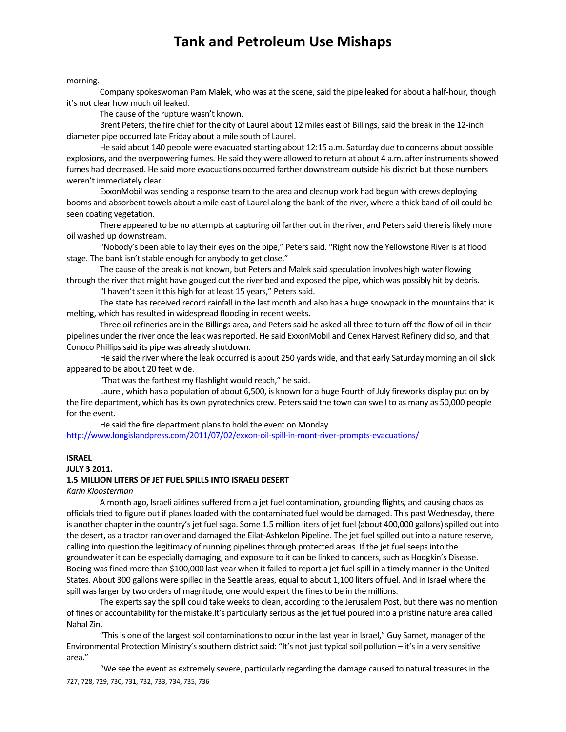morning.

Company spokeswoman Pam Malek, who was at the scene, said the pipe leaked for about a half-hour, though it's not clear how much oil leaked.

The cause of the rupture wasn't known.

Brent Peters, the fire chief for the city of Laurel about 12 miles east of Billings, said the break in the 12-inch diameter pipe occurred late Friday about a mile south of Laurel.

He said about 140 people were evacuated starting about 12:15 a.m. Saturday due to concerns about possible explosions, and the overpowering fumes. He said they were allowed to return at about 4 a.m. after instruments showed fumes had decreased. He said more evacuations occurred farther downstream outside his district but those numbers weren't immediately clear.

ExxonMobil was sending a response team to the area and cleanup work had begun with crews deploying booms and absorbent towels about a mile east of Laurel along the bank of the river, where a thick band of oil could be seen coating vegetation.

There appeared to be no attempts at capturing oil farther out in the river, and Peters said there is likely more oil washed up downstream.

"Nobody's been able to lay their eyes on the pipe," Peters said. "Right now the Yellowstone River is at flood stage. The bank isn't stable enough for anybody to get close."

The cause of the break is not known, but Peters and Malek said speculation involves high water flowing through the river that might have gouged out the river bed and exposed the pipe, which was possibly hit by debris.

"I haven't seen it this high for at least 15 years," Peters said.

The state has received record rainfall in the last month and also has a huge snowpack in the mountains that is melting, which has resulted in widespread flooding in recent weeks.

Three oil refineries are in the Billings area, and Peters said he asked all three to turn off the flow of oil in their pipelines under the river once the leak was reported. He said ExxonMobil and Cenex Harvest Refinery did so, and that Conoco Phillips said its pipe was already shutdown.

He said the river where the leak occurred is about 250 yards wide, and that early Saturday morning an oil slick appeared to be about 20 feet wide.

"That was the farthest my flashlight would reach," he said.

Laurel, which has a population of about 6,500, is known for a huge Fourth of July fireworks display put on by the fire department, which has its own pyrotechnics crew. Peters said the town can swell to as many as 50,000 people for the event.

He said the fire department plans to hold the event on Monday.

http://www.longislandpress.com/2011/07/02/exxon-oil-spill-in-mont-river-prompts-evacuations/

**ISRAEL**

**JULY 3 2011.**

**1.5 MILLION LITERS OF JET FUEL SPILLS INTO ISRAELI DESERT**

*Karin Kloosterman*

A month ago, Israeli airlines suffered from a jet fuel contamination, grounding flights, and causing chaos as officials tried to figure out if planes loaded with the contaminated fuel would be damaged. This past Wednesday, there is another chapter in the country's jet fuel saga. Some 1.5 million liters of jet fuel (about 400,000 gallons) spilled out into the desert, as a tractor ran over and damaged the Eilat-Ashkelon Pipeline. The jet fuel spilled out into a nature reserve, calling into question the legitimacy of running pipelines through protected areas. If the jet fuel seeps into the groundwater it can be especially damaging, and exposure to it can be linked to cancers, such as Hodgkin's Disease. Boeing was fined more than $100,000 last year when it failed to report a jet fuel spill in a timely manner in the United States. About 300 gallons were spilled in the Seattle areas, equal to about 1,100 liters of fuel. And in Israel where the spill was larger by two orders of magnitude, one would expert the fines to be in the millions.

The experts say the spill could take weeks to clean, according to the Jerusalem Post, but there was no mention of fines or accountability for the mistake.It's particularly serious as the jet fuel poured into a pristine nature area called Nahal Zin.

"This is one of the largest soil contaminations to occur in the last year in Israel," Guy Samet, manager of the Environmental Protection Ministry's southern district said: "It's not just typical soil pollution – it's in a very sensitive area."

"We see the event as extremely severe, particularly regarding the damage caused to natural treasures in the

727, 728, 729, 730, 731, 732, 733, 734, 735, 736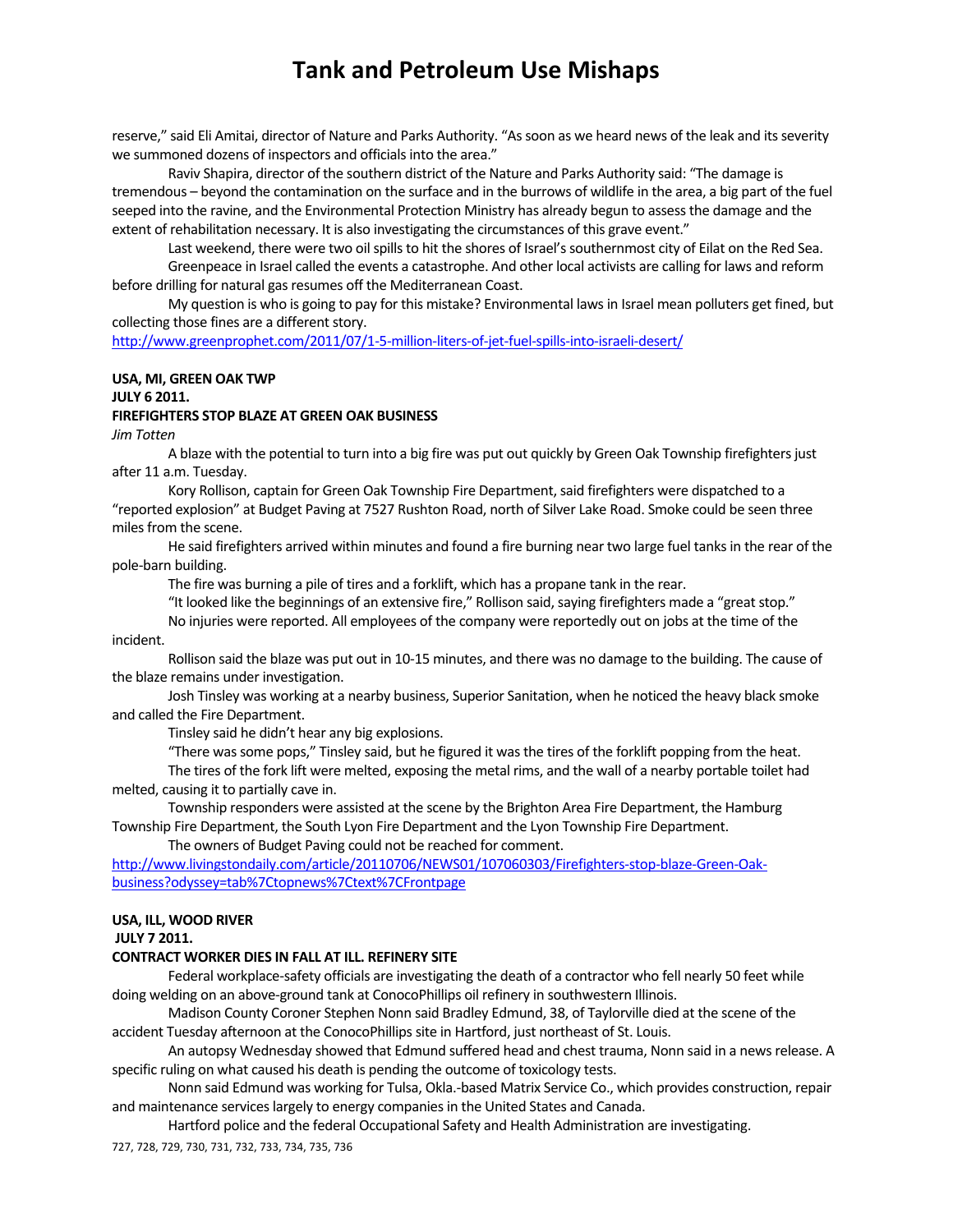reserve," said Eli Amitai, director of Nature and Parks Authority. "As soon as we heard news of the leak and its severity we summoned dozens of inspectors and officials into the area."

Raviv Shapira, director of the southern district of the Nature and Parks Authority said: "The damage is tremendous – beyond the contamination on the surface and in the burrows of wildlife in the area, a big part of the fuel seeped into the ravine, and the Environmental Protection Ministry has already begun to assess the damage and the extent of rehabilitation necessary. It is also investigating the circumstances of this grave event."

Last weekend, there were two oil spills to hit the shores of Israel's southernmost city of Eilat on the Red Sea.

Greenpeace in Israel called the events a catastrophe. And other local activists are calling for laws and reform before drilling for natural gas resumes off the Mediterranean Coast.

My question is who is going to pay for this mistake? Environmental laws in Israel mean polluters get fined, but collecting those fines are a different story.

http://www.greenprophet.com/2011/07/1-5-million-liters-of-jet-fuel-spills-into-israeli-desert/

**USA, MI, GREEN OAK TWP**
**JULY 6 2011.**
**FIREFIGHTERS STOP BLAZE AT GREEN OAK BUSINESS**
*Jim Totten*

A blaze with the potential to turn into a big fire was put out quickly by Green Oak Township firefighters just after 11 a.m. Tuesday.

Kory Rollison, captain for Green Oak Township Fire Department, said firefighters were dispatched to a "reported explosion" at Budget Paving at 7527 Rushton Road, north of Silver Lake Road. Smoke could be seen three miles from the scene.

He said firefighters arrived within minutes and found a fire burning near two large fuel tanks in the rear of the pole-barn building.

The fire was burning a pile of tires and a forklift, which has a propane tank in the rear.

"It looked like the beginnings of an extensive fire," Rollison said, saying firefighters made a "great stop."

No injuries were reported. All employees of the company were reportedly out on jobs at the time of the incident.

Rollison said the blaze was put out in 10-15 minutes, and there was no damage to the building. The cause of the blaze remains under investigation.

Josh Tinsley was working at a nearby business, Superior Sanitation, when he noticed the heavy black smoke and called the Fire Department.

Tinsley said he didn't hear any big explosions.

"There was some pops," Tinsley said, but he figured it was the tires of the forklift popping from the heat.

The tires of the fork lift were melted, exposing the metal rims, and the wall of a nearby portable toilet had melted, causing it to partially cave in.

Township responders were assisted at the scene by the Brighton Area Fire Department, the Hamburg Township Fire Department, the South Lyon Fire Department and the Lyon Township Fire Department.

The owners of Budget Paving could not be reached for comment.

http://www.livingstondaily.com/article/20110706/NEWS01/107060303/Firefighters-stop-blaze-Green-Oak-business?odyssey=tab%7Ctopnews%7Ctext%7CFrontpage

**USA, ILL, WOOD RIVER**
**JULY 7 2011.**
**CONTRACT WORKER DIES IN FALL AT ILL. REFINERY SITE**

Federal workplace-safety officials are investigating the death of a contractor who fell nearly 50 feet while doing welding on an above-ground tank at ConocoPhillips oil refinery in southwestern Illinois.

Madison County Coroner Stephen Nonn said Bradley Edmund, 38, of Taylorville died at the scene of the accident Tuesday afternoon at the ConocoPhillips site in Hartford, just northeast of St. Louis.

An autopsy Wednesday showed that Edmund suffered head and chest trauma, Nonn said in a news release. A specific ruling on what caused his death is pending the outcome of toxicology tests.

Nonn said Edmund was working for Tulsa, Okla.-based Matrix Service Co., which provides construction, repair and maintenance services largely to energy companies in the United States and Canada.

Hartford police and the federal Occupational Safety and Health Administration are investigating.

727, 728, 729, 730, 731, 732, 733, 734, 735, 736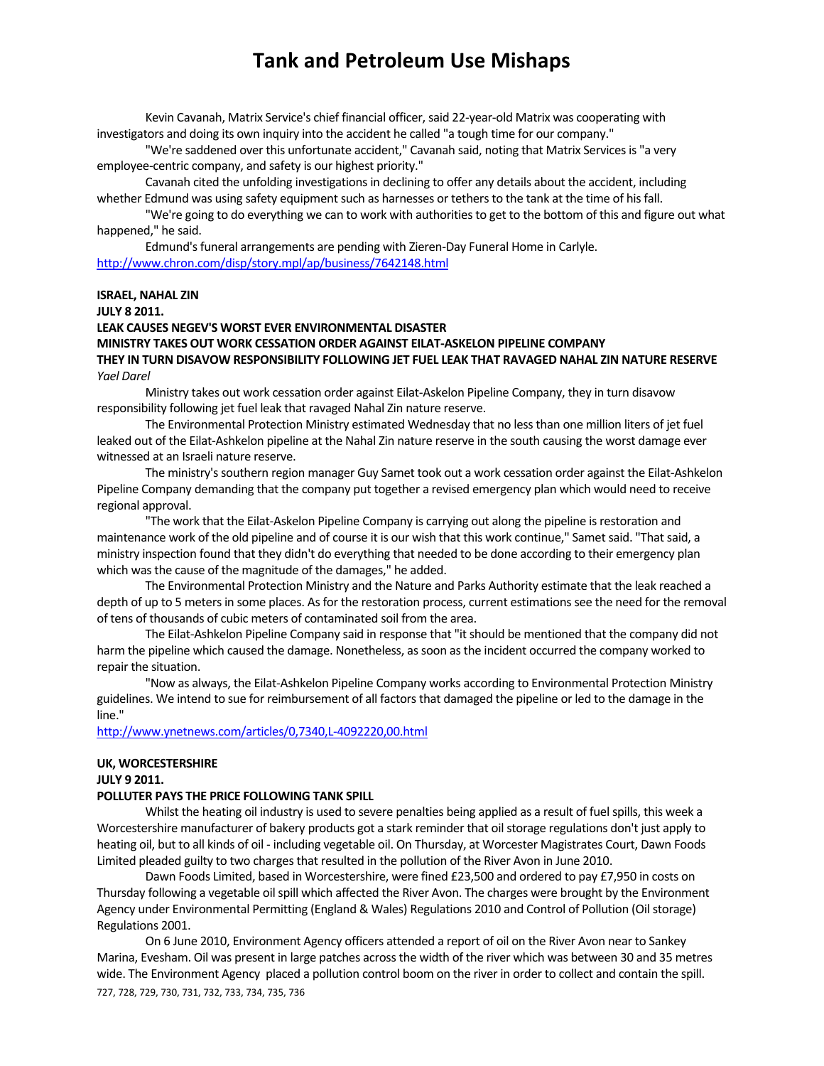Kevin Cavanah, Matrix Service's chief financial officer, said 22-year-old Matrix was cooperating with investigators and doing its own inquiry into the accident he called "a tough time for our company."

"We're saddened over this unfortunate accident," Cavanah said, noting that Matrix Services is "a very employee-centric company, and safety is our highest priority."

Cavanah cited the unfolding investigations in declining to offer any details about the accident, including whether Edmund was using safety equipment such as harnesses or tethers to the tank at the time of his fall.

"We're going to do everything we can to work with authorities to get to the bottom of this and figure out what happened," he said.

Edmund's funeral arrangements are pending with Zieren-Day Funeral Home in Carlyle.
http://www.chron.com/disp/story.mpl/ap/business/7642148.html

**ISRAEL, NAHAL ZIN**
**JULY 8 2011.**
**LEAK CAUSES NEGEV'S WORST EVER ENVIRONMENTAL DISASTER**
**MINISTRY TAKES OUT WORK CESSATION ORDER AGAINST EILAT-ASKELON PIPELINE COMPANY**
**THEY IN TURN DISAVOW RESPONSIBILITY FOLLOWING JET FUEL LEAK THAT RAVAGED NAHAL ZIN NATURE RESERVE**
*Yael Darel*

Ministry takes out work cessation order against Eilat-Askelon Pipeline Company, they in turn disavow responsibility following jet fuel leak that ravaged Nahal Zin nature reserve.

The Environmental Protection Ministry estimated Wednesday that no less than one million liters of jet fuel leaked out of the Eilat-Ashkelon pipeline at the Nahal Zin nature reserve in the south causing the worst damage ever witnessed at an Israeli nature reserve.

The ministry's southern region manager Guy Samet took out a work cessation order against the Eilat-Ashkelon Pipeline Company demanding that the company put together a revised emergency plan which would need to receive regional approval.

"The work that the Eilat-Askelon Pipeline Company is carrying out along the pipeline is restoration and maintenance work of the old pipeline and of course it is our wish that this work continue," Samet said. "That said, a ministry inspection found that they didn't do everything that needed to be done according to their emergency plan which was the cause of the magnitude of the damages," he added.

The Environmental Protection Ministry and the Nature and Parks Authority estimate that the leak reached a depth of up to 5 meters in some places. As for the restoration process, current estimations see the need for the removal of tens of thousands of cubic meters of contaminated soil from the area.

The Eilat-Ashkelon Pipeline Company said in response that "it should be mentioned that the company did not harm the pipeline which caused the damage. Nonetheless, as soon as the incident occurred the company worked to repair the situation.

"Now as always, the Eilat-Ashkelon Pipeline Company works according to Environmental Protection Ministry guidelines. We intend to sue for reimbursement of all factors that damaged the pipeline or led to the damage in the line."
http://www.ynetnews.com/articles/0,7340,L-4092220,00.html

**UK, WORCESTERSHIRE**
**JULY 9 2011.**
**POLLUTER PAYS THE PRICE FOLLOWING TANK SPILL**

Whilst the heating oil industry is used to severe penalties being applied as a result of fuel spills, this week a Worcestershire manufacturer of bakery products got a stark reminder that oil storage regulations don't just apply to heating oil, but to all kinds of oil - including vegetable oil. On Thursday, at Worcester Magistrates Court, Dawn Foods Limited pleaded guilty to two charges that resulted in the pollution of the River Avon in June 2010.

Dawn Foods Limited, based in Worcestershire, were fined £23,500 and ordered to pay £7,950 in costs on Thursday following a vegetable oil spill which affected the River Avon. The charges were brought by the Environment Agency under Environmental Permitting (England & Wales) Regulations 2010 and Control of Pollution (Oil storage) Regulations 2001.

On 6 June 2010, Environment Agency officers attended a report of oil on the River Avon near to Sankey Marina, Evesham. Oil was present in large patches across the width of the river which was between 30 and 35 metres wide. The Environment Agency placed a pollution control boom on the river in order to collect and contain the spill.

727, 728, 729, 730, 731, 732, 733, 734, 735, 736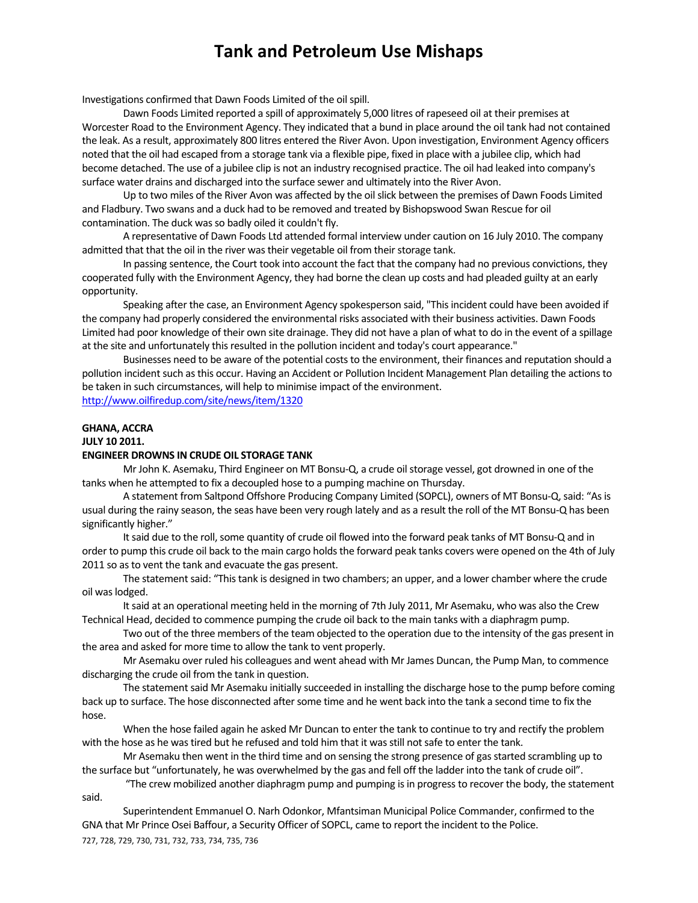Investigations confirmed that Dawn Foods Limited of the oil spill.

Dawn Foods Limited reported a spill of approximately 5,000 litres of rapeseed oil at their premises at Worcester Road to the Environment Agency. They indicated that a bund in place around the oil tank had not contained the leak. As a result, approximately 800 litres entered the River Avon. Upon investigation, Environment Agency officers noted that the oil had escaped from a storage tank via a flexible pipe, fixed in place with a jubilee clip, which had become detached. The use of a jubilee clip is not an industry recognised practice. The oil had leaked into company's surface water drains and discharged into the surface sewer and ultimately into the River Avon.

Up to two miles of the River Avon was affected by the oil slick between the premises of Dawn Foods Limited and Fladbury. Two swans and a duck had to be removed and treated by Bishopswood Swan Rescue for oil contamination. The duck was so badly oiled it couldn't fly.

A representative of Dawn Foods Ltd attended formal interview under caution on 16 July 2010. The company admitted that that the oil in the river was their vegetable oil from their storage tank.

In passing sentence, the Court took into account the fact that the company had no previous convictions, they cooperated fully with the Environment Agency, they had borne the clean up costs and had pleaded guilty at an early opportunity.

Speaking after the case, an Environment Agency spokesperson said, "This incident could have been avoided if the company had properly considered the environmental risks associated with their business activities. Dawn Foods Limited had poor knowledge of their own site drainage. They did not have a plan of what to do in the event of a spillage at the site and unfortunately this resulted in the pollution incident and today's court appearance."

Businesses need to be aware of the potential costs to the environment, their finances and reputation should a pollution incident such as this occur. Having an Accident or Pollution Incident Management Plan detailing the actions to be taken in such circumstances, will help to minimise impact of the environment.
http://www.oilfiredup.com/site/news/item/1320

**GHANA, ACCRA**
**JULY 10 2011.**
**ENGINEER DROWNS IN CRUDE OIL STORAGE TANK**

Mr John K. Asemaku, Third Engineer on MT Bonsu-Q, a crude oil storage vessel, got drowned in one of the tanks when he attempted to fix a decoupled hose to a pumping machine on Thursday.

A statement from Saltpond Offshore Producing Company Limited (SOPCL), owners of MT Bonsu-Q, said: "As is usual during the rainy season, the seas have been very rough lately and as a result the roll of the MT Bonsu-Q has been significantly higher."

It said due to the roll, some quantity of crude oil flowed into the forward peak tanks of MT Bonsu-Q and in order to pump this crude oil back to the main cargo holds the forward peak tanks covers were opened on the 4th of July 2011 so as to vent the tank and evacuate the gas present.

The statement said: "This tank is designed in two chambers; an upper, and a lower chamber where the crude oil was lodged.

It said at an operational meeting held in the morning of 7th July 2011, Mr Asemaku, who was also the Crew Technical Head, decided to commence pumping the crude oil back to the main tanks with a diaphragm pump.

Two out of the three members of the team objected to the operation due to the intensity of the gas present in the area and asked for more time to allow the tank to vent properly.

Mr Asemaku over ruled his colleagues and went ahead with Mr James Duncan, the Pump Man, to commence discharging the crude oil from the tank in question.

The statement said Mr Asemaku initially succeeded in installing the discharge hose to the pump before coming back up to surface. The hose disconnected after some time and he went back into the tank a second time to fix the hose.

When the hose failed again he asked Mr Duncan to enter the tank to continue to try and rectify the problem with the hose as he was tired but he refused and told him that it was still not safe to enter the tank.

Mr Asemaku then went in the third time and on sensing the strong presence of gas started scrambling up to the surface but "unfortunately, he was overwhelmed by the gas and fell off the ladder into the tank of crude oil".

"The crew mobilized another diaphragm pump and pumping is in progress to recover the body, the statement said.

Superintendent Emmanuel O. Narh Odonkor, Mfantsiman Municipal Police Commander, confirmed to the GNA that Mr Prince Osei Baffour, a Security Officer of SOPCL, came to report the incident to the Police.

727, 728, 729, 730, 731, 732, 733, 734, 735, 736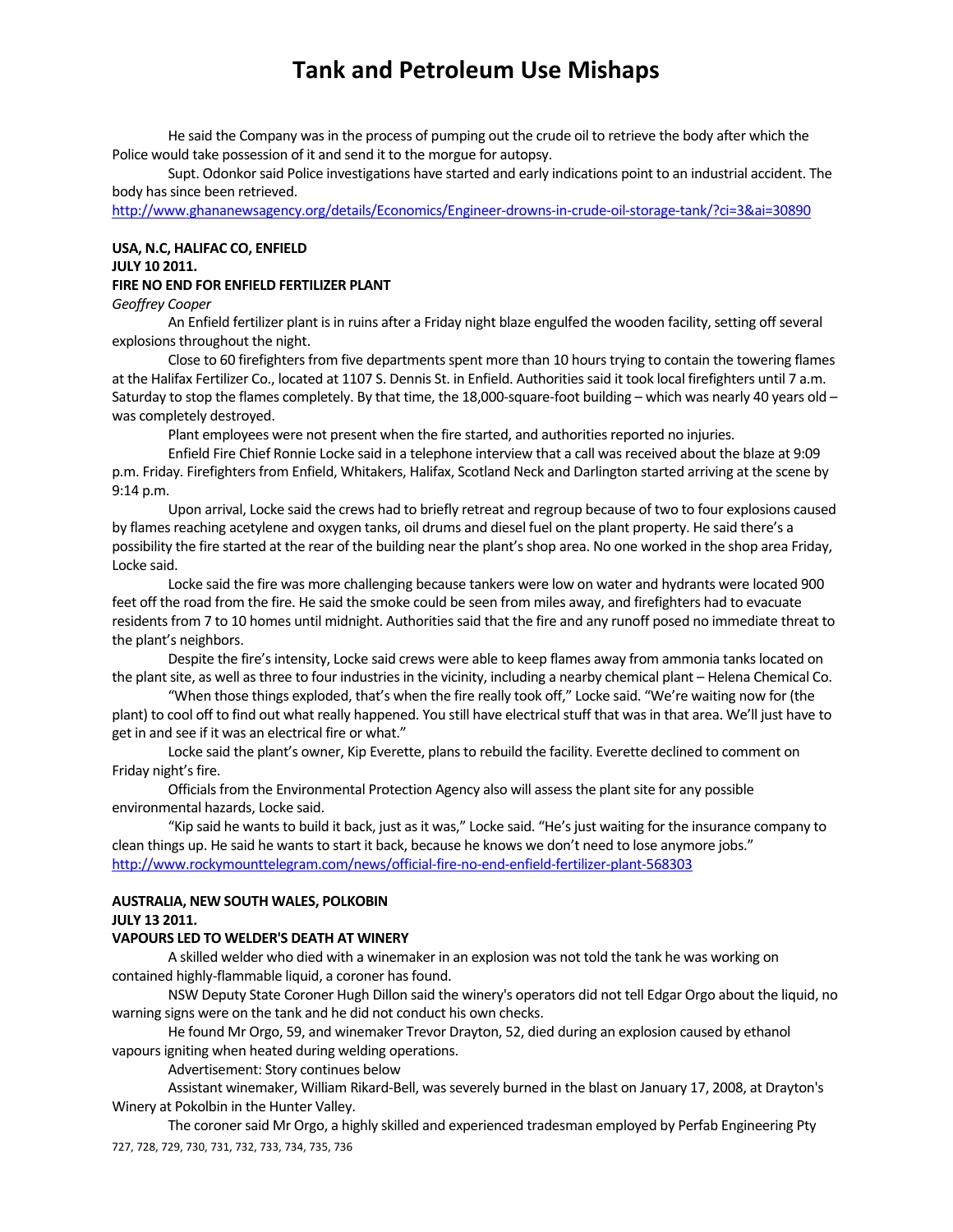He said the Company was in the process of pumping out the crude oil to retrieve the body after which the Police would take possession of it and send it to the morgue for autopsy.

Supt. Odonkor said Police investigations have started and early indications point to an industrial accident. The body has since been retrieved.

http://www.ghananewsagency.org/details/Economics/Engineer-drowns-in-crude-oil-storage-tank/?ci=3&ai=30890

**USA, N.C, HALIFAC CO, ENFIELD**
**JULY 10 2011.**
**FIRE NO END FOR ENFIELD FERTILIZER PLANT**

*Geoffrey Cooper*

An Enfield fertilizer plant is in ruins after a Friday night blaze engulfed the wooden facility, setting off several explosions throughout the night.

Close to 60 firefighters from five departments spent more than 10 hours trying to contain the towering flames at the Halifax Fertilizer Co., located at 1107 S. Dennis St. in Enfield. Authorities said it took local firefighters until 7 a.m. Saturday to stop the flames completely. By that time, the 18,000-square-foot building – which was nearly 40 years old – was completely destroyed.

Plant employees were not present when the fire started, and authorities reported no injuries.

Enfield Fire Chief Ronnie Locke said in a telephone interview that a call was received about the blaze at 9:09 p.m. Friday. Firefighters from Enfield, Whitakers, Halifax, Scotland Neck and Darlington started arriving at the scene by 9:14 p.m.

Upon arrival, Locke said the crews had to briefly retreat and regroup because of two to four explosions caused by flames reaching acetylene and oxygen tanks, oil drums and diesel fuel on the plant property. He said there's a possibility the fire started at the rear of the building near the plant's shop area. No one worked in the shop area Friday, Locke said.

Locke said the fire was more challenging because tankers were low on water and hydrants were located 900 feet off the road from the fire. He said the smoke could be seen from miles away, and firefighters had to evacuate residents from 7 to 10 homes until midnight. Authorities said that the fire and any runoff posed no immediate threat to the plant's neighbors.

Despite the fire's intensity, Locke said crews were able to keep flames away from ammonia tanks located on the plant site, as well as three to four industries in the vicinity, including a nearby chemical plant – Helena Chemical Co.

"When those things exploded, that's when the fire really took off," Locke said. "We're waiting now for (the plant) to cool off to find out what really happened. You still have electrical stuff that was in that area. We'll just have to get in and see if it was an electrical fire or what."

Locke said the plant's owner, Kip Everette, plans to rebuild the facility. Everette declined to comment on Friday night's fire.

Officials from the Environmental Protection Agency also will assess the plant site for any possible environmental hazards, Locke said.

"Kip said he wants to build it back, just as it was," Locke said. "He's just waiting for the insurance company to clean things up. He said he wants to start it back, because he knows we don't need to lose anymore jobs."

http://www.rockymounttelegram.com/news/official-fire-no-end-enfield-fertilizer-plant-568303

**AUSTRALIA, NEW SOUTH WALES, POLKOBIN**
**JULY 13 2011.**
**VAPOURS LED TO WELDER'S DEATH AT WINERY**

A skilled welder who died with a winemaker in an explosion was not told the tank he was working on contained highly-flammable liquid, a coroner has found.

NSW Deputy State Coroner Hugh Dillon said the winery's operators did not tell Edgar Orgo about the liquid, no warning signs were on the tank and he did not conduct his own checks.

He found Mr Orgo, 59, and winemaker Trevor Drayton, 52, died during an explosion caused by ethanol vapours igniting when heated during welding operations.

Advertisement: Story continues below

Assistant winemaker, William Rikard-Bell, was severely burned in the blast on January 17, 2008, at Drayton's Winery at Pokolbin in the Hunter Valley.

The coroner said Mr Orgo, a highly skilled and experienced tradesman employed by Perfab Engineering Pty

727, 728, 729, 730, 731, 732, 733, 734, 735, 736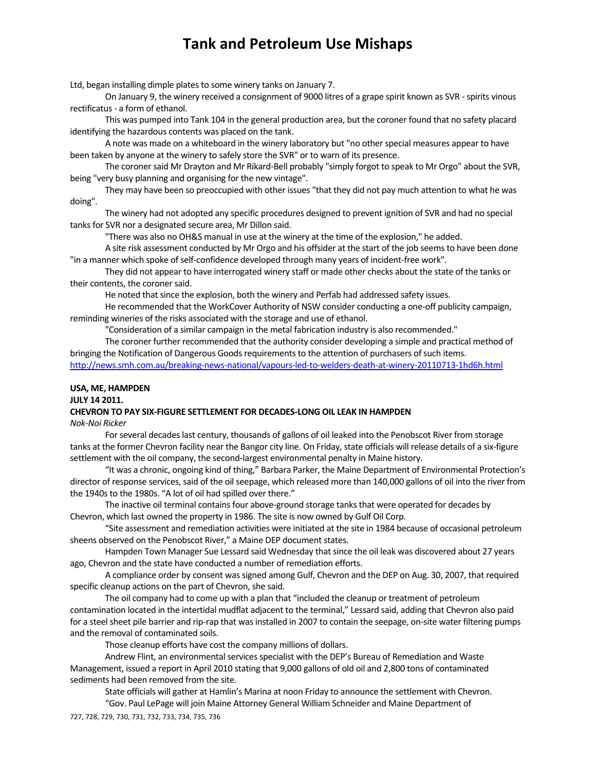Ltd, began installing dimple plates to some winery tanks on January 7.

On January 9, the winery received a consignment of 9000 litres of a grape spirit known as SVR - spirits vinous rectificatus - a form of ethanol.

This was pumped into Tank 104 in the general production area, but the coroner found that no safety placard identifying the hazardous contents was placed on the tank.

A note was made on a whiteboard in the winery laboratory but "no other special measures appear to have been taken by anyone at the winery to safely store the SVR" or to warn of its presence.

The coroner said Mr Drayton and Mr Rikard-Bell probably "simply forgot to speak to Mr Orgo" about the SVR, being "very busy planning and organising for the new vintage".

They may have been so preoccupied with other issues "that they did not pay much attention to what he was doing".

The winery had not adopted any specific procedures designed to prevent ignition of SVR and had no special tanks for SVR nor a designated secure area, Mr Dillon said.

"There was also no OH&S manual in use at the winery at the time of the explosion," he added.

A site risk assessment conducted by Mr Orgo and his offsider at the start of the job seems to have been done "in a manner which spoke of self-confidence developed through many years of incident-free work".

They did not appear to have interrogated winery staff or made other checks about the state of the tanks or their contents, the coroner said.

He noted that since the explosion, both the winery and Perfab had addressed safety issues.

He recommended that the WorkCover Authority of NSW consider conducting a one-off publicity campaign, reminding wineries of the risks associated with the storage and use of ethanol.

"Consideration of a similar campaign in the metal fabrication industry is also recommended."

The coroner further recommended that the authority consider developing a simple and practical method of bringing the Notification of Dangerous Goods requirements to the attention of purchasers of such items.

http://news.smh.com.au/breaking-news-national/vapours-led-to-welders-death-at-winery-20110713-1hd6h.html

**USA, ME, HAMPDEN**

**JULY 14 2011.**

**CHEVRON TO PAY SIX-FIGURE SETTLEMENT FOR DECADES-LONG OIL LEAK IN HAMPDEN**

*Nok-Noi Ricker*

For several decades last century, thousands of gallons of oil leaked into the Penobscot River from storage tanks at the former Chevron facility near the Bangor city line. On Friday, state officials will release details of a six-figure settlement with the oil company, the second-largest environmental penalty in Maine history.

"It was a chronic, ongoing kind of thing," Barbara Parker, the Maine Department of Environmental Protection's director of response services, said of the oil seepage, which released more than 140,000 gallons of oil into the river from the 1940s to the 1980s. "A lot of oil had spilled over there."

The inactive oil terminal contains four above-ground storage tanks that were operated for decades by Chevron, which last owned the property in 1986. The site is now owned by Gulf Oil Corp.

"Site assessment and remediation activities were initiated at the site in 1984 because of occasional petroleum sheens observed on the Penobscot River," a Maine DEP document states.

Hampden Town Manager Sue Lessard said Wednesday that since the oil leak was discovered about 27 years ago, Chevron and the state have conducted a number of remediation efforts.

A compliance order by consent was signed among Gulf, Chevron and the DEP on Aug. 30, 2007, that required specific cleanup actions on the part of Chevron, she said.

The oil company had to come up with a plan that "included the cleanup or treatment of petroleum contamination located in the intertidal mudflat adjacent to the terminal," Lessard said, adding that Chevron also paid for a steel sheet pile barrier and rip-rap that was installed in 2007 to contain the seepage, on-site water filtering pumps and the removal of contaminated soils.

Those cleanup efforts have cost the company millions of dollars.

Andrew Flint, an environmental services specialist with the DEP's Bureau of Remediation and Waste Management, issued a report in April 2010 stating that 9,000 gallons of old oil and 2,800 tons of contaminated sediments had been removed from the site.

State officials will gather at Hamlin's Marina at noon Friday to announce the settlement with Chevron.

"Gov. Paul LePage will join Maine Attorney General William Schneider and Maine Department of

727, 728, 729, 730, 731, 732, 733, 734, 735, 736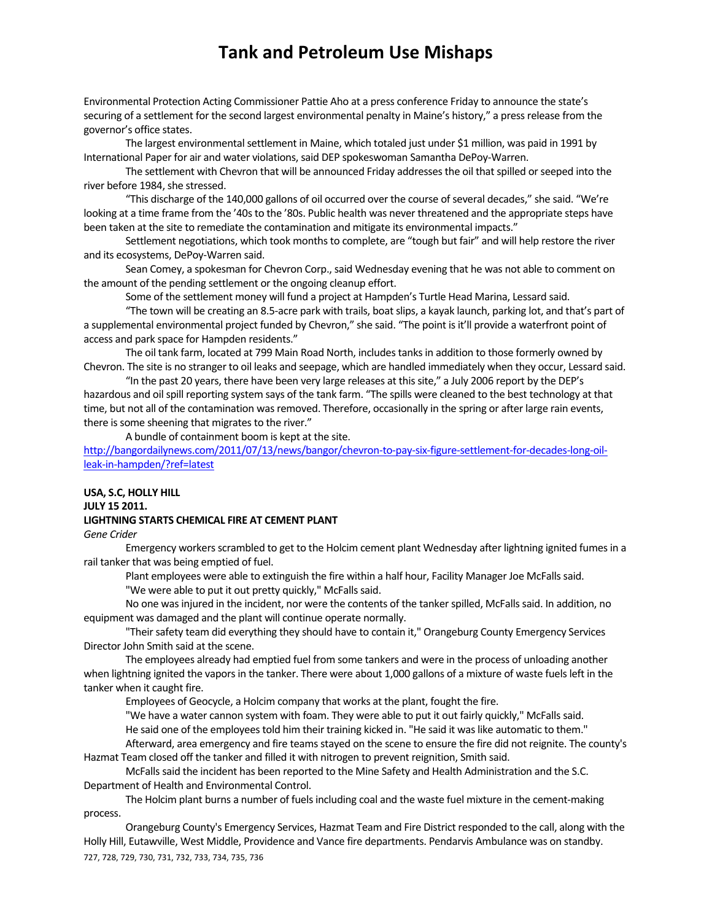Environmental Protection Acting Commissioner Pattie Aho at a press conference Friday to announce the state's securing of a settlement for the second largest environmental penalty in Maine's history," a press release from the governor's office states.

The largest environmental settlement in Maine, which totaled just under $1 million, was paid in 1991 by International Paper for air and water violations, said DEP spokeswoman Samantha DePoy-Warren.

The settlement with Chevron that will be announced Friday addresses the oil that spilled or seeped into the river before 1984, she stressed.

"This discharge of the 140,000 gallons of oil occurred over the course of several decades," she said. "We're looking at a time frame from the '40s to the '80s. Public health was never threatened and the appropriate steps have been taken at the site to remediate the contamination and mitigate its environmental impacts."

Settlement negotiations, which took months to complete, are "tough but fair" and will help restore the river and its ecosystems, DePoy-Warren said.

Sean Comey, a spokesman for Chevron Corp., said Wednesday evening that he was not able to comment on the amount of the pending settlement or the ongoing cleanup effort.

Some of the settlement money will fund a project at Hampden's Turtle Head Marina, Lessard said.

"The town will be creating an 8.5-acre park with trails, boat slips, a kayak launch, parking lot, and that's part of a supplemental environmental project funded by Chevron," she said. "The point is it'll provide a waterfront point of access and park space for Hampden residents."

The oil tank farm, located at 799 Main Road North, includes tanks in addition to those formerly owned by Chevron. The site is no stranger to oil leaks and seepage, which are handled immediately when they occur, Lessard said.

"In the past 20 years, there have been very large releases at this site," a July 2006 report by the DEP's hazardous and oil spill reporting system says of the tank farm. "The spills were cleaned to the best technology at that time, but not all of the contamination was removed. Therefore, occasionally in the spring or after large rain events, there is some sheening that migrates to the river."

A bundle of containment boom is kept at the site.

http://bangordailynews.com/2011/07/13/news/bangor/chevron-to-pay-six-figure-settlement-for-decades-long-oil-leak-in-hampden/?ref=latest

**USA, S.C, HOLLY HILL**
**JULY 15 2011.**
**LIGHTNING STARTS CHEMICAL FIRE AT CEMENT PLANT**

*Gene Crider*

Emergency workers scrambled to get to the Holcim cement plant Wednesday after lightning ignited fumes in a rail tanker that was being emptied of fuel.

Plant employees were able to extinguish the fire within a half hour, Facility Manager Joe McFalls said.

"We were able to put it out pretty quickly," McFalls said.

No one was injured in the incident, nor were the contents of the tanker spilled, McFalls said. In addition, no equipment was damaged and the plant will continue operate normally.

"Their safety team did everything they should have to contain it," Orangeburg County Emergency Services Director John Smith said at the scene.

The employees already had emptied fuel from some tankers and were in the process of unloading another when lightning ignited the vapors in the tanker. There were about 1,000 gallons of a mixture of waste fuels left in the tanker when it caught fire.

Employees of Geocycle, a Holcim company that works at the plant, fought the fire.

"We have a water cannon system with foam. They were able to put it out fairly quickly," McFalls said.

He said one of the employees told him their training kicked in. "He said it was like automatic to them."

Afterward, area emergency and fire teams stayed on the scene to ensure the fire did not reignite. The county's Hazmat Team closed off the tanker and filled it with nitrogen to prevent reignition, Smith said.

McFalls said the incident has been reported to the Mine Safety and Health Administration and the S.C. Department of Health and Environmental Control.

The Holcim plant burns a number of fuels including coal and the waste fuel mixture in the cement-making process.

Orangeburg County's Emergency Services, Hazmat Team and Fire District responded to the call, along with the Holly Hill, Eutawville, West Middle, Providence and Vance fire departments. Pendarvis Ambulance was on standby.

727, 728, 729, 730, 731, 732, 733, 734, 735, 736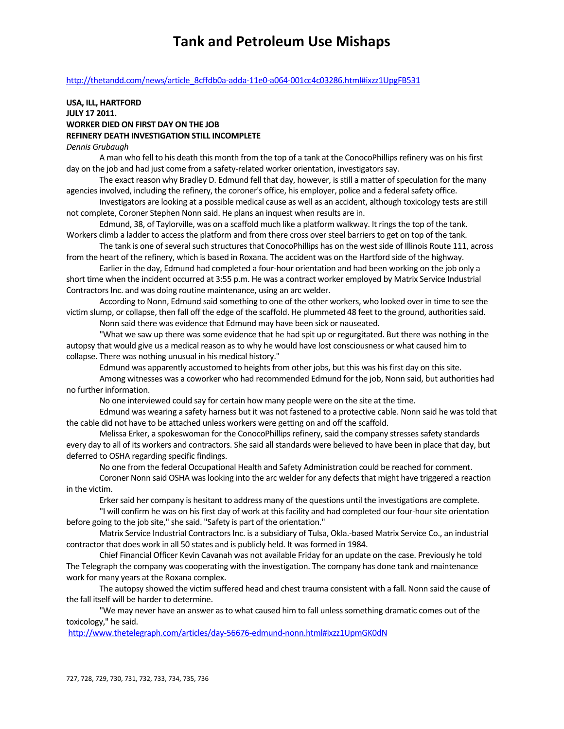# Tank and Petroleum Use Mishaps

http://thetandd.com/news/article_8cffdb0a-adda-11e0-a064-001cc4c03286.html#ixzz1UpgFB531

**USA, ILL, HARTFORD**
**JULY 17 2011.**
**WORKER DIED ON FIRST DAY ON THE JOB**
**REFINERY DEATH INVESTIGATION STILL INCOMPLETE**
*Dennis Grubaugh*

A man who fell to his death this month from the top of a tank at the ConocoPhillips refinery was on his first day on the job and had just come from a safety-related worker orientation, investigators say.

The exact reason why Bradley D. Edmund fell that day, however, is still a matter of speculation for the many agencies involved, including the refinery, the coroner's office, his employer, police and a federal safety office.

Investigators are looking at a possible medical cause as well as an accident, although toxicology tests are still not complete, Coroner Stephen Nonn said. He plans an inquest when results are in.

Edmund, 38, of Taylorville, was on a scaffold much like a platform walkway. It rings the top of the tank. Workers climb a ladder to access the platform and from there cross over steel barriers to get on top of the tank.

The tank is one of several such structures that ConocoPhillips has on the west side of Illinois Route 111, across from the heart of the refinery, which is based in Roxana. The accident was on the Hartford side of the highway.

Earlier in the day, Edmund had completed a four-hour orientation and had been working on the job only a short time when the incident occurred at 3:55 p.m. He was a contract worker employed by Matrix Service Industrial Contractors Inc. and was doing routine maintenance, using an arc welder.

According to Nonn, Edmund said something to one of the other workers, who looked over in time to see the victim slump, or collapse, then fall off the edge of the scaffold. He plummeted 48 feet to the ground, authorities said.

Nonn said there was evidence that Edmund may have been sick or nauseated.

"What we saw up there was some evidence that he had spit up or regurgitated. But there was nothing in the autopsy that would give us a medical reason as to why he would have lost consciousness or what caused him to collapse. There was nothing unusual in his medical history."

Edmund was apparently accustomed to heights from other jobs, but this was his first day on this site.

Among witnesses was a coworker who had recommended Edmund for the job, Nonn said, but authorities had no further information.

No one interviewed could say for certain how many people were on the site at the time.

Edmund was wearing a safety harness but it was not fastened to a protective cable. Nonn said he was told that the cable did not have to be attached unless workers were getting on and off the scaffold.

Melissa Erker, a spokeswoman for the ConocoPhillips refinery, said the company stresses safety standards every day to all of its workers and contractors. She said all standards were believed to have been in place that day, but deferred to OSHA regarding specific findings.

No one from the federal Occupational Health and Safety Administration could be reached for comment.

Coroner Nonn said OSHA was looking into the arc welder for any defects that might have triggered a reaction in the victim.

Erker said her company is hesitant to address many of the questions until the investigations are complete.

"I will confirm he was on his first day of work at this facility and had completed our four-hour site orientation before going to the job site," she said. "Safety is part of the orientation."

Matrix Service Industrial Contractors Inc. is a subsidiary of Tulsa, Okla.-based Matrix Service Co., an industrial contractor that does work in all 50 states and is publicly held. It was formed in 1984.

Chief Financial Officer Kevin Cavanah was not available Friday for an update on the case. Previously he told The Telegraph the company was cooperating with the investigation. The company has done tank and maintenance work for many years at the Roxana complex.

The autopsy showed the victim suffered head and chest trauma consistent with a fall. Nonn said the cause of the fall itself will be harder to determine.

"We may never have an answer as to what caused him to fall unless something dramatic comes out of the toxicology," he said.

http://www.thetelegraph.com/articles/day-56676-edmund-nonn.html#ixzz1UpmGK0dN

727, 728, 729, 730, 731, 732, 733, 734, 735, 736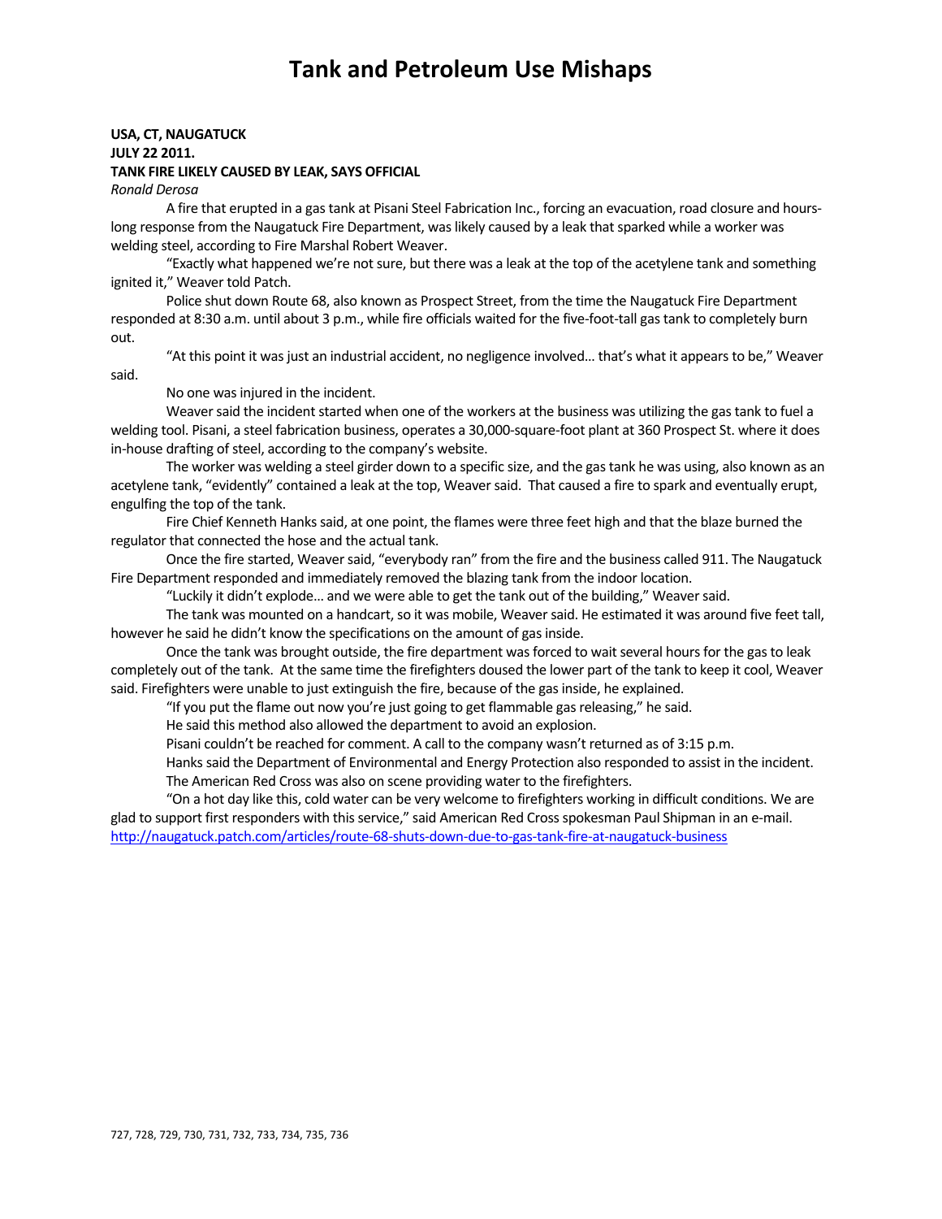# Tank and Petroleum Use Mishaps

**USA, CT, NAUGATUCK**
**JULY 22 2011.**
**TANK FIRE LIKELY CAUSED BY LEAK, SAYS OFFICIAL**
*Ronald Derosa*

A fire that erupted in a gas tank at Pisani Steel Fabrication Inc., forcing an evacuation, road closure and hours-long response from the Naugatuck Fire Department, was likely caused by a leak that sparked while a worker was welding steel, according to Fire Marshal Robert Weaver.

"Exactly what happened we're not sure, but there was a leak at the top of the acetylene tank and something ignited it," Weaver told Patch.

Police shut down Route 68, also known as Prospect Street, from the time the Naugatuck Fire Department responded at 8:30 a.m. until about 3 p.m., while fire officials waited for the five-foot-tall gas tank to completely burn out.

"At this point it was just an industrial accident, no negligence involved… that's what it appears to be," Weaver said.

No one was injured in the incident.

Weaver said the incident started when one of the workers at the business was utilizing the gas tank to fuel a welding tool. Pisani, a steel fabrication business, operates a 30,000-square-foot plant at 360 Prospect St. where it does in-house drafting of steel, according to the company's website.

The worker was welding a steel girder down to a specific size, and the gas tank he was using, also known as an acetylene tank, "evidently" contained a leak at the top, Weaver said. That caused a fire to spark and eventually erupt, engulfing the top of the tank.

Fire Chief Kenneth Hanks said, at one point, the flames were three feet high and that the blaze burned the regulator that connected the hose and the actual tank.

Once the fire started, Weaver said, "everybody ran" from the fire and the business called 911. The Naugatuck Fire Department responded and immediately removed the blazing tank from the indoor location.

"Luckily it didn't explode… and we were able to get the tank out of the building," Weaver said.

The tank was mounted on a handcart, so it was mobile, Weaver said. He estimated it was around five feet tall, however he said he didn't know the specifications on the amount of gas inside.

Once the tank was brought outside, the fire department was forced to wait several hours for the gas to leak completely out of the tank. At the same time the firefighters doused the lower part of the tank to keep it cool, Weaver said. Firefighters were unable to just extinguish the fire, because of the gas inside, he explained.

"If you put the flame out now you're just going to get flammable gas releasing," he said.

He said this method also allowed the department to avoid an explosion.

Pisani couldn't be reached for comment. A call to the company wasn't returned as of 3:15 p.m.

Hanks said the Department of Environmental and Energy Protection also responded to assist in the incident.

The American Red Cross was also on scene providing water to the firefighters.

"On a hot day like this, cold water can be very welcome to firefighters working in difficult conditions. We are glad to support first responders with this service," said American Red Cross spokesman Paul Shipman in an e-mail.

http://naugatuck.patch.com/articles/route-68-shuts-down-due-to-gas-tank-fire-at-naugatuck-business

727, 728, 729, 730, 731, 732, 733, 734, 735, 736